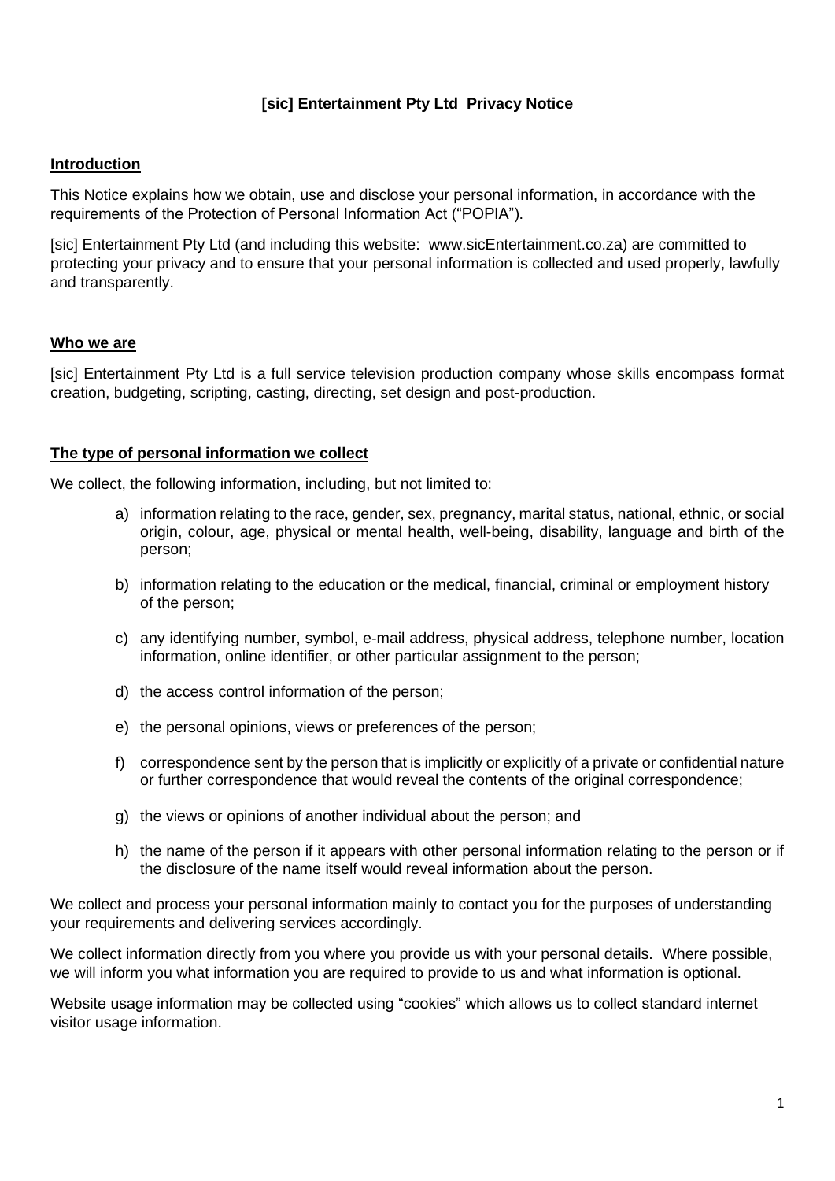# [sic] Entertainment Pty Ltd Privacy Notice

## Introduction

This Notice explains how we obtain, use and disclose your personal information, in accordance with the requirements of the Protection of Personal Information Act ("POPIA").

[sic] Entertainment Pty Ltd (and including this website: www.sicEntertainment.co.za) are committed to protecting your privacy and to ensure that your personal information is collected and used properly, lawfully and transparently.

## Who we are

[sic] Entertainment Pty Ltd is a full service television production company whose skills encompass format creation, budgeting, scripting, casting, directing, set design and post-production.

## The type of personal information we collect

We collect, the following information, including, but not limited to:

a) information relating to the race, gender, sex, pregnancy, marital status, national, ethnic, or social origin, colour, age, physical or mental health, well-being, disability, language and birth of the person;

b) information relating to the education or the medical, financial, criminal or employment history of the person;

c) any identifying number, symbol, e-mail address, physical address, telephone number, location information, online identifier, or other particular assignment to the person;

d) the access control information of the person;

e) the personal opinions, views or preferences of the person;

f) correspondence sent by the person that is implicitly or explicitly of a private or confidential nature or further correspondence that would reveal the contents of the original correspondence;

g) the views or opinions of another individual about the person; and

h) the name of the person if it appears with other personal information relating to the person or if the disclosure of the name itself would reveal information about the person.

We collect and process your personal information mainly to contact you for the purposes of understanding your requirements and delivering services accordingly.

We collect information directly from you where you provide us with your personal details. Where possible, we will inform you what information you are required to provide to us and what information is optional.

Website usage information may be collected using "cookies" which allows us to collect standard internet visitor usage information.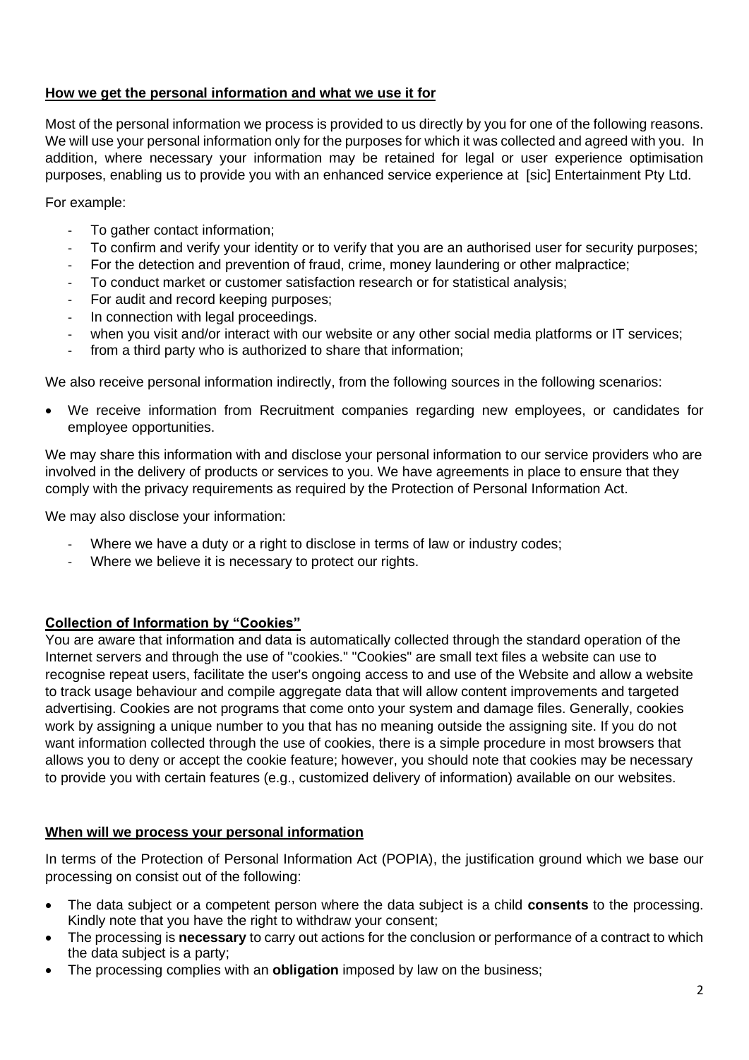## How we get the personal information and what we use it for

Most of the personal information we process is provided to us directly by you for one of the following reasons. We will use your personal information only for the purposes for which it was collected and agreed with you. In addition, where necessary your information may be retained for legal or user experience optimisation purposes, enabling us to provide you with an enhanced service experience at [sic] Entertainment Pty Ltd.

For example:

- To gather contact information;
- To confirm and verify your identity or to verify that you are an authorised user for security purposes;
- For the detection and prevention of fraud, crime, money laundering or other malpractice;
- To conduct market or customer satisfaction research or for statistical analysis;
- For audit and record keeping purposes;
- In connection with legal proceedings.
- when you visit and/or interact with our website or any other social media platforms or IT services;
- from a third party who is authorized to share that information;

We also receive personal information indirectly, from the following sources in the following scenarios:

- We receive information from Recruitment companies regarding new employees, or candidates for employee opportunities.

We may share this information with and disclose your personal information to our service providers who are involved in the delivery of products or services to you. We have agreements in place to ensure that they comply with the privacy requirements as required by the Protection of Personal Information Act.

We may also disclose your information:

- Where we have a duty or a right to disclose in terms of law or industry codes;
- Where we believe it is necessary to protect our rights.

## Collection of Information by "Cookies"

You are aware that information and data is automatically collected through the standard operation of the Internet servers and through the use of "cookies." "Cookies" are small text files a website can use to recognise repeat users, facilitate the user's ongoing access to and use of the Website and allow a website to track usage behaviour and compile aggregate data that will allow content improvements and targeted advertising. Cookies are not programs that come onto your system and damage files. Generally, cookies work by assigning a unique number to you that has no meaning outside the assigning site. If you do not want information collected through the use of cookies, there is a simple procedure in most browsers that allows you to deny or accept the cookie feature; however, you should note that cookies may be necessary to provide you with certain features (e.g., customized delivery of information) available on our websites.

## When will we process your personal information

In terms of the Protection of Personal Information Act (POPIA), the justification ground which we base our processing on consist out of the following:

- The data subject or a competent person where the data subject is a child **consents** to the processing. Kindly note that you have the right to withdraw your consent;
- The processing is **necessary** to carry out actions for the conclusion or performance of a contract to which the data subject is a party;
- The processing complies with an **obligation** imposed by law on the business;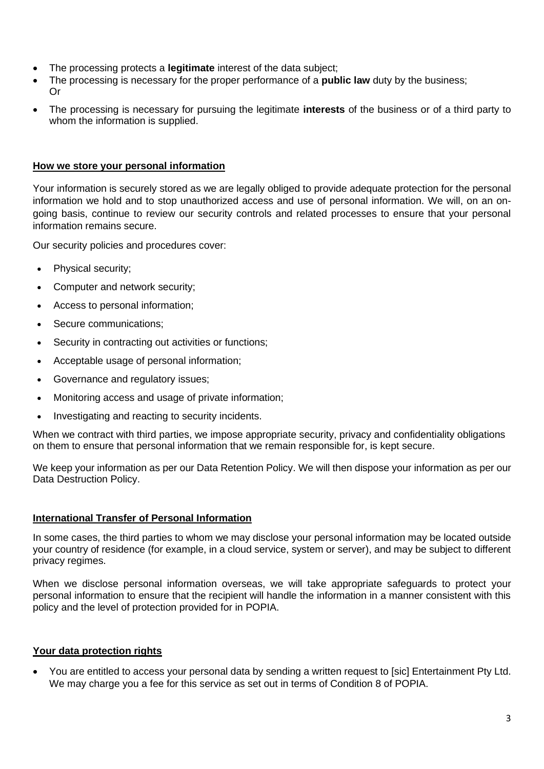- The processing protects a **legitimate** interest of the data subject;
- The processing is necessary for the proper performance of a **public law** duty by the business; Or
- The processing is necessary for pursuing the legitimate **interests** of the business or of a third party to whom the information is supplied.

**How we store your personal information**

Your information is securely stored as we are legally obliged to provide adequate protection for the personal information we hold and to stop unauthorized access and use of personal information. We will, on an on-going basis, continue to review our security controls and related processes to ensure that your personal information remains secure.

Our security policies and procedures cover:

- Physical security;
- Computer and network security;
- Access to personal information;
- Secure communications;
- Security in contracting out activities or functions;
- Acceptable usage of personal information;
- Governance and regulatory issues;
- Monitoring access and usage of private information;
- Investigating and reacting to security incidents.

When we contract with third parties, we impose appropriate security, privacy and confidentiality obligations on them to ensure that personal information that we remain responsible for, is kept secure.

We keep your information as per our Data Retention Policy. We will then dispose your information as per our Data Destruction Policy.

**International Transfer of Personal Information**

In some cases, the third parties to whom we may disclose your personal information may be located outside your country of residence (for example, in a cloud service, system or server), and may be subject to different privacy regimes.

When we disclose personal information overseas, we will take appropriate safeguards to protect your personal information to ensure that the recipient will handle the information in a manner consistent with this policy and the level of protection provided for in POPIA.

**Your data protection rights**

- You are entitled to access your personal data by sending a written request to [sic] Entertainment Pty Ltd. We may charge you a fee for this service as set out in terms of Condition 8 of POPIA.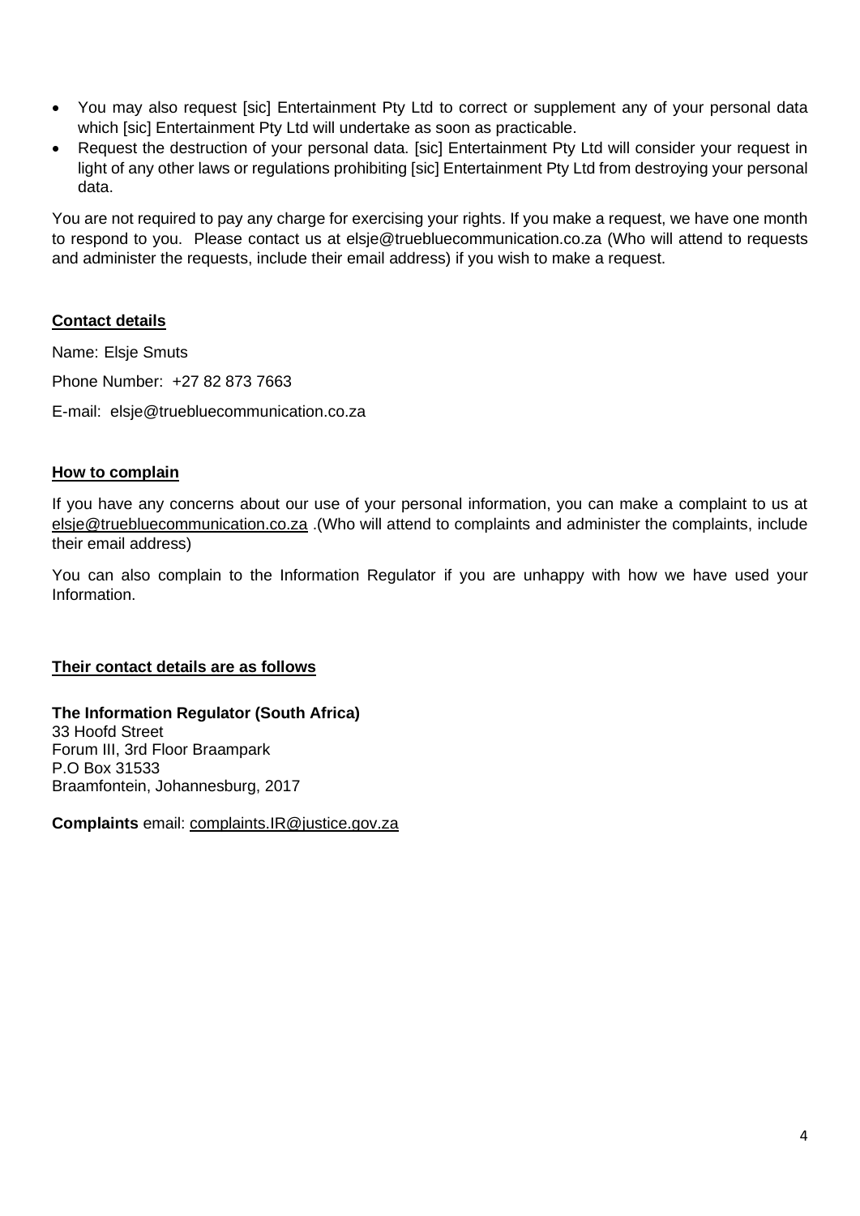- You may also request [sic] Entertainment Pty Ltd to correct or supplement any of your personal data which [sic] Entertainment Pty Ltd will undertake as soon as practicable.
- Request the destruction of your personal data. [sic] Entertainment Pty Ltd will consider your request in light of any other laws or regulations prohibiting [sic] Entertainment Pty Ltd from destroying your personal data.

You are not required to pay any charge for exercising your rights. If you make a request, we have one month to respond to you. Please contact us at elsje@truebluecommunication.co.za (Who will attend to requests and administer the requests, include their email address) if you wish to make a request.

**Contact details**

Name: Elsje Smuts

Phone Number: +27 82 873 7663

E-mail: elsje@truebluecommunication.co.za

**How to complain**

If you have any concerns about our use of your personal information, you can make a complaint to us at elsje@truebluecommunication.co.za .(Who will attend to complaints and administer the complaints, include their email address)

You can also complain to the Information Regulator if you are unhappy with how we have used your Information.

**Their contact details are as follows**

**The Information Regulator (South Africa)**
33 Hoofd Street
Forum III, 3rd Floor Braampark
P.O Box 31533
Braamfontein, Johannesburg, 2017

**Complaints** email: complaints.IR@justice.gov.za